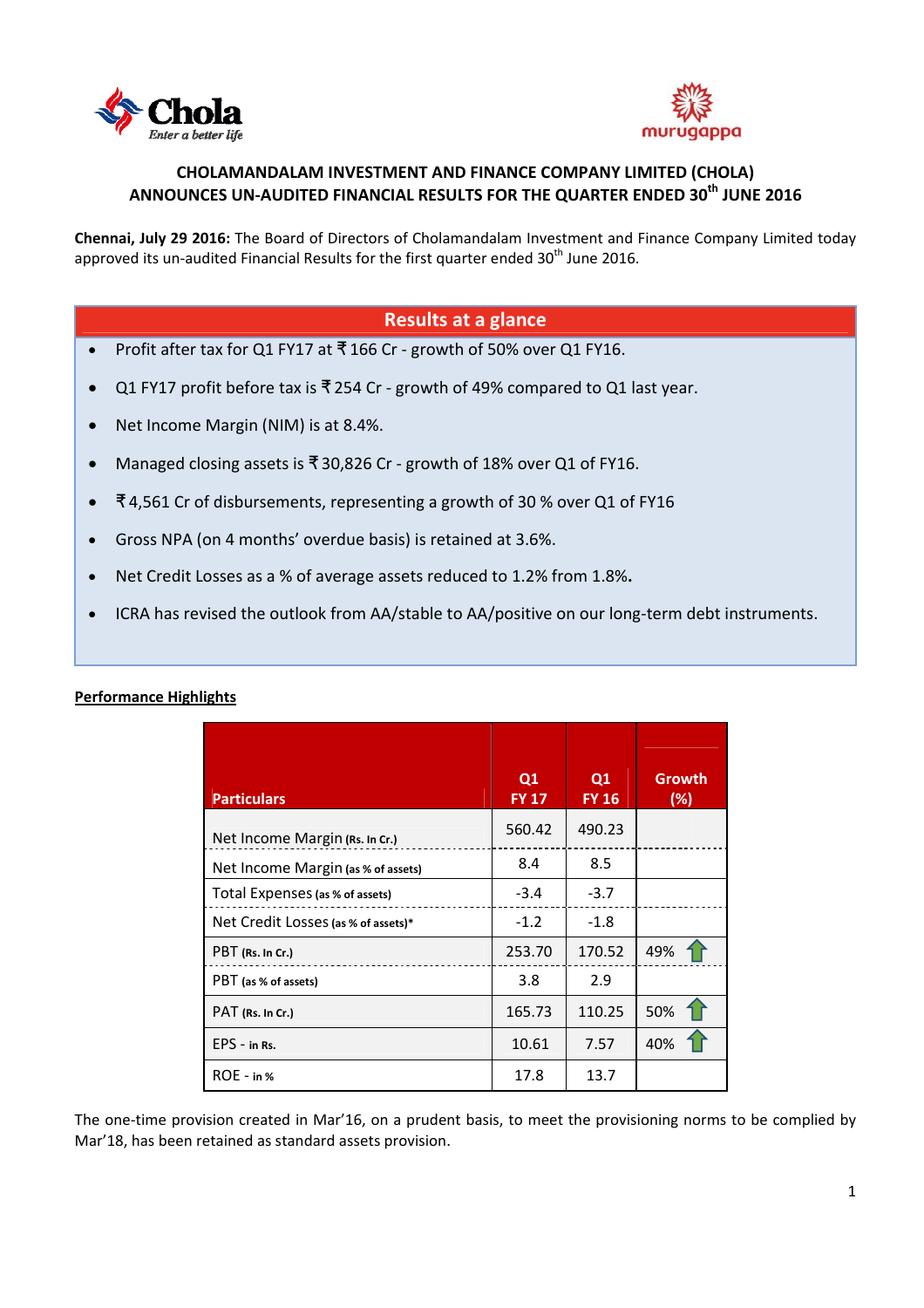# CHOLAMANDALAM INVESTMENT AND FINANCE COMPANY LIMITED (CHOLA) ANNOUNCES UN-AUDITED FINANCIAL RESULTS FOR THE QUARTER ENDED 30th JUNE 2016

**Chennai, July 29 2016:** The Board of Directors of Cholamandalam Investment and Finance Company Limited today approved its un-audited Financial Results for the first quarter ended 30th June 2016.

## Results at a glance

- Profit after tax for Q1 FY17 at ₹ 166 Cr - growth of 50% over Q1 FY16.
- Q1 FY17 profit before tax is ₹ 254 Cr - growth of 49% compared to Q1 last year.
- Net Income Margin (NIM) is at 8.4%.
- Managed closing assets is ₹ 30,826 Cr - growth of 18% over Q1 of FY16.
- ₹ 4,561 Cr of disbursements, representing a growth of 30 % over Q1 of FY16
- Gross NPA (on 4 months' overdue basis) is retained at 3.6%.
- Net Credit Losses as a % of average assets reduced to 1.2% from 1.8%**.**
- ICRA has revised the outlook from AA/stable to AA/positive on our long-term debt instruments.

**Performance Highlights**

| Particulars | Q1 FY 17 | Q1 FY 16 | Growth (%) |
|---|---|---|---|
| Net Income Margin (Rs. In Cr.) | 560.42 | 490.23 | |
| Net Income Margin (as % of assets) | 8.4 | 8.5 | |
| Total Expenses (as % of assets) | -3.4 | -3.7 | |
| Net Credit Losses (as % of assets)* | -1.2 | -1.8 | |
| PBT (Rs. In Cr.) | 253.70 | 170.52 | 49% ↑ |
| PBT (as % of assets) | 3.8 | 2.9 | |
| PAT (Rs. In Cr.) | 165.73 | 110.25 | 50% ↑ |
| EPS - in Rs. | 10.61 | 7.57 | 40% ↑ |
| ROE - in % | 17.8 | 13.7 | |

The one-time provision created in Mar'16, on a prudent basis, to meet the provisioning norms to be complied by Mar'18, has been retained as standard assets provision.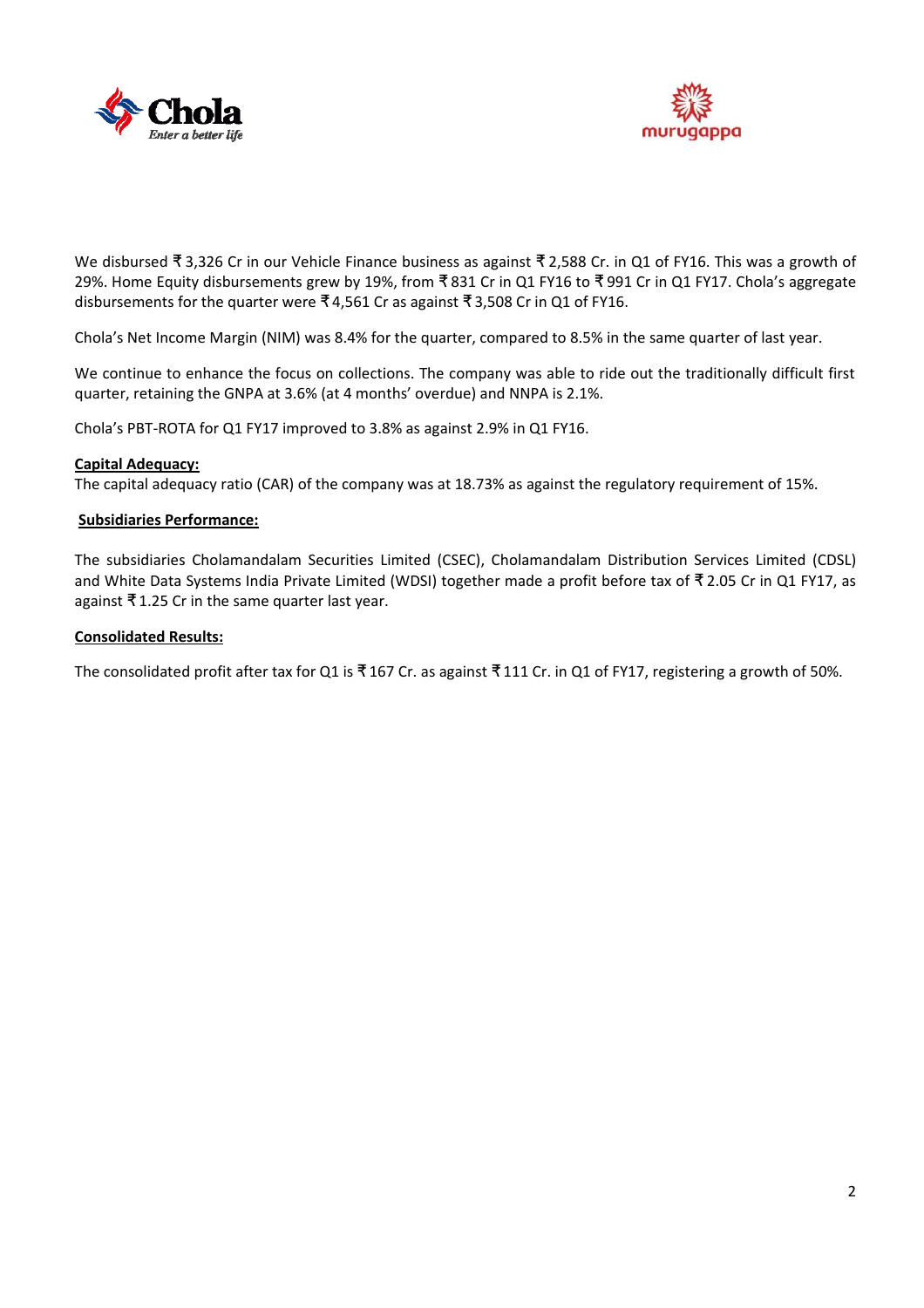We disbursed ₹ 3,326 Cr in our Vehicle Finance business as against ₹ 2,588 Cr. in Q1 of FY16. This was a growth of 29%. Home Equity disbursements grew by 19%, from ₹ 831 Cr in Q1 FY16 to ₹ 991 Cr in Q1 FY17. Chola's aggregate disbursements for the quarter were ₹ 4,561 Cr as against ₹ 3,508 Cr in Q1 of FY16.

Chola's Net Income Margin (NIM) was 8.4% for the quarter, compared to 8.5% in the same quarter of last year.

We continue to enhance the focus on collections. The company was able to ride out the traditionally difficult first quarter, retaining the GNPA at 3.6% (at 4 months' overdue) and NNPA is 2.1%.

Chola's PBT-ROTA for Q1 FY17 improved to 3.8% as against 2.9% in Q1 FY16.

**Capital Adequacy:**

The capital adequacy ratio (CAR) of the company was at 18.73% as against the regulatory requirement of 15%.

**Subsidiaries Performance:**

The subsidiaries Cholamandalam Securities Limited (CSEC), Cholamandalam Distribution Services Limited (CDSL) and White Data Systems India Private Limited (WDSI) together made a profit before tax of ₹ 2.05 Cr in Q1 FY17, as against ₹ 1.25 Cr in the same quarter last year.

**Consolidated Results:**

The consolidated profit after tax for Q1 is ₹ 167 Cr. as against ₹ 111 Cr. in Q1 of FY17, registering a growth of 50%.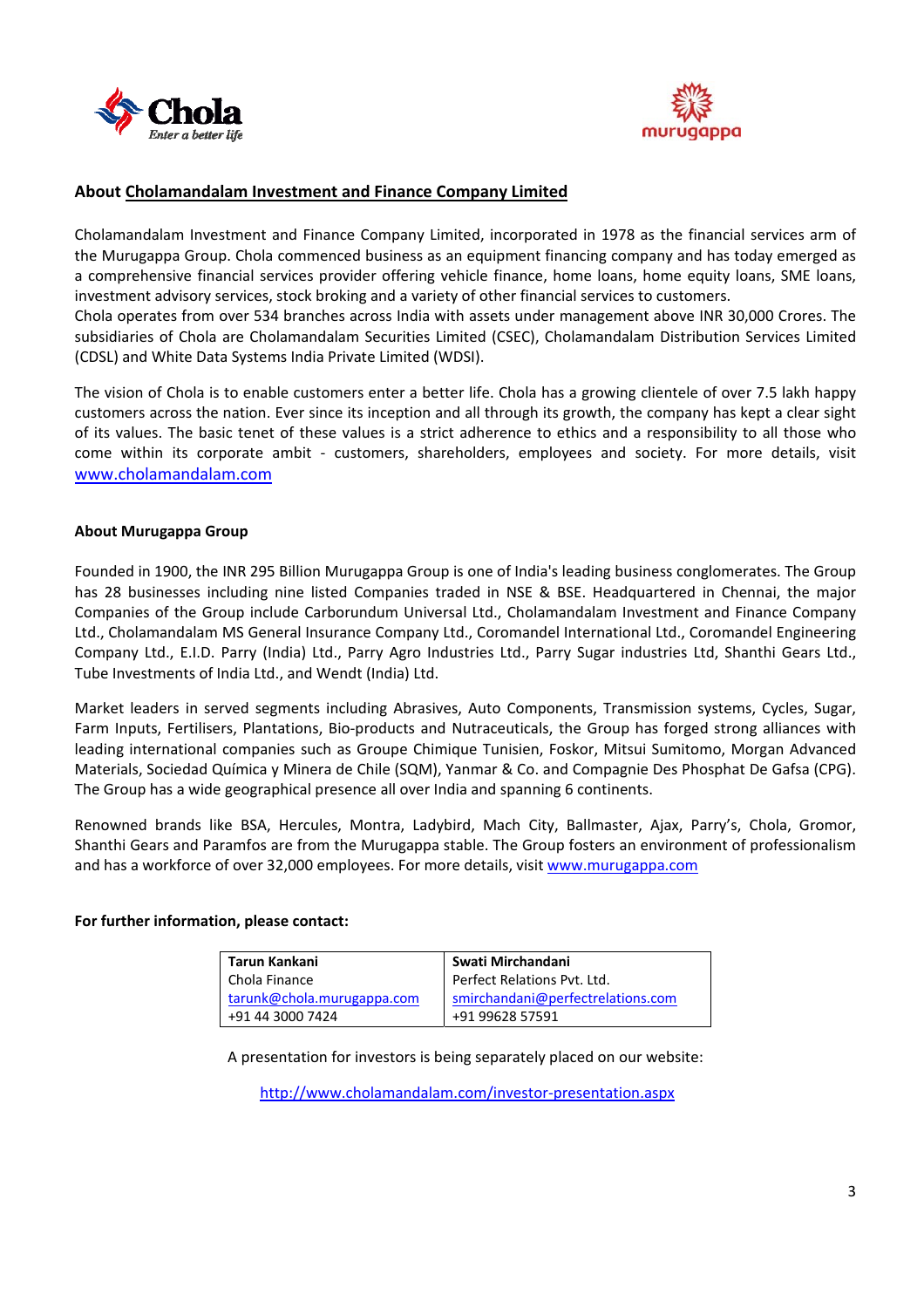## About Cholamandalam Investment and Finance Company Limited

Cholamandalam Investment and Finance Company Limited, incorporated in 1978 as the financial services arm of the Murugappa Group. Chola commenced business as an equipment financing company and has today emerged as a comprehensive financial services provider offering vehicle finance, home loans, home equity loans, SME loans, investment advisory services, stock broking and a variety of other financial services to customers.
Chola operates from over 534 branches across India with assets under management above INR 30,000 Crores. The subsidiaries of Chola are Cholamandalam Securities Limited (CSEC), Cholamandalam Distribution Services Limited (CDSL) and White Data Systems India Private Limited (WDSI).

The vision of Chola is to enable customers enter a better life. Chola has a growing clientele of over 7.5 lakh happy customers across the nation. Ever since its inception and all through its growth, the company has kept a clear sight of its values. The basic tenet of these values is a strict adherence to ethics and a responsibility to all those who come within its corporate ambit - customers, shareholders, employees and society. For more details, visit www.cholamandalam.com

**About Murugappa Group**

Founded in 1900, the INR 295 Billion Murugappa Group is one of India's leading business conglomerates. The Group has 28 businesses including nine listed Companies traded in NSE & BSE. Headquartered in Chennai, the major Companies of the Group include Carborundum Universal Ltd., Cholamandalam Investment and Finance Company Ltd., Cholamandalam MS General Insurance Company Ltd., Coromandel International Ltd., Coromandel Engineering Company Ltd., E.I.D. Parry (India) Ltd., Parry Agro Industries Ltd., Parry Sugar industries Ltd, Shanthi Gears Ltd., Tube Investments of India Ltd., and Wendt (India) Ltd.

Market leaders in served segments including Abrasives, Auto Components, Transmission systems, Cycles, Sugar, Farm Inputs, Fertilisers, Plantations, Bio-products and Nutraceuticals, the Group has forged strong alliances with leading international companies such as Groupe Chimique Tunisien, Foskor, Mitsui Sumitomo, Morgan Advanced Materials, Sociedad Química y Minera de Chile (SQM), Yanmar & Co. and Compagnie Des Phosphat De Gafsa (CPG). The Group has a wide geographical presence all over India and spanning 6 continents.

Renowned brands like BSA, Hercules, Montra, Ladybird, Mach City, Ballmaster, Ajax, Parry's, Chola, Gromor, Shanthi Gears and Paramfos are from the Murugappa stable. The Group fosters an environment of professionalism and has a workforce of over 32,000 employees. For more details, visit www.murugappa.com

**For further information, please contact:**

| | |
|---|---|
| **Tarun Kankani** | **Swati Mirchandani** |
| Chola Finance | Perfect Relations Pvt. Ltd. |
| tarunk@chola.murugappa.com | smirchandani@perfectrelations.com |
| +91 44 3000 7424 | +91 99628 57591 |

A presentation for investors is being separately placed on our website:

http://www.cholamandalam.com/investor-presentation.aspx